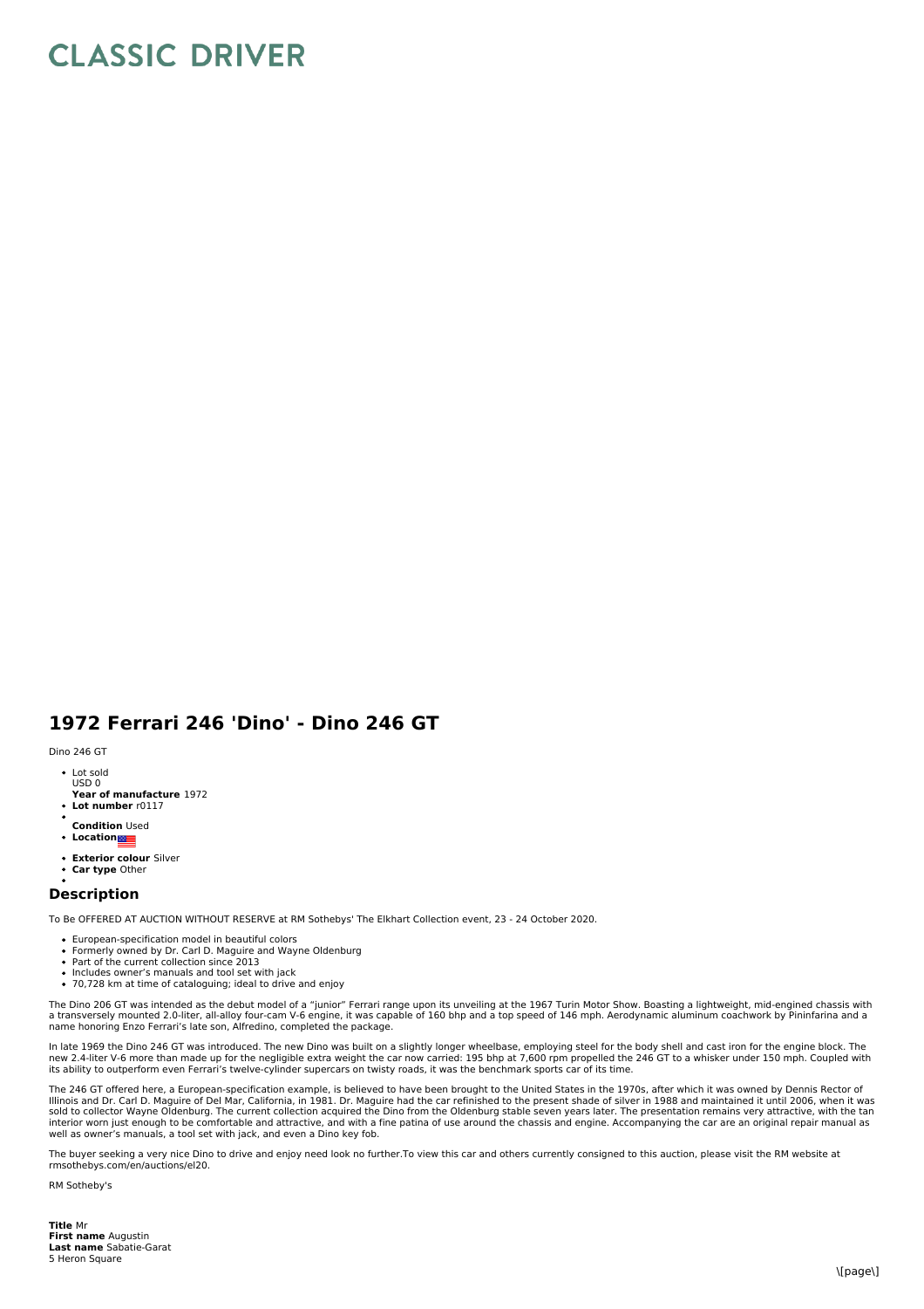# CLASSIC DRIVER

## 1972 Ferrari 246 'Dino' - Dino 246 GT

Dino 246 GT

- Lot sold
  USD 0
- **Year of manufacture** 1972
- **Lot number** r0117
- 
- **Condition** Used
- **Location**
- **Exterior colour** Silver
- **Car type** Other
- 

## Description

To Be OFFERED AT AUCTION WITHOUT RESERVE at RM Sothebys' The Elkhart Collection event, 23 - 24 October 2020.

- European-specification model in beautiful colors
- Formerly owned by Dr. Carl D. Maguire and Wayne Oldenburg
- Part of the current collection since 2013
- Includes owner's manuals and tool set with jack
- 70,728 km at time of cataloguing; ideal to drive and enjoy

The Dino 206 GT was intended as the debut model of a "junior" Ferrari range upon its unveiling at the 1967 Turin Motor Show. Boasting a lightweight, mid-engined chassis with a transversely mounted 2.0-liter, all-alloy four-cam V-6 engine, it was capable of 160 bhp and a top speed of 146 mph. Aerodynamic aluminum coachwork by Pininfarina and a name honoring Enzo Ferrari's late son, Alfredino, completed the package.

In late 1969 the Dino 246 GT was introduced. The new Dino was built on a slightly longer wheelbase, employing steel for the body shell and cast iron for the engine block. The new 2.4-liter V-6 more than made up for the negligible extra weight the car now carried: 195 bhp at 7,600 rpm propelled the 246 GT to a whisker under 150 mph. Coupled with its ability to outperform even Ferrari's twelve-cylinder supercars on twisty roads, it was the benchmark sports car of its time.

The 246 GT offered here, a European-specification example, is believed to have been brought to the United States in the 1970s, after which it was owned by Dennis Rector of Illinois and Dr. Carl D. Maguire of Del Mar, California, in 1981. Dr. Maguire had the car refinished to the present shade of silver in 1988 and maintained it until 2006, when it was sold to collector Wayne Oldenburg. The current collection acquired the Dino from the Oldenburg stable seven years later. The presentation remains very attractive, with the tan interior worn just enough to be comfortable and attractive, and with a fine patina of use around the chassis and engine. Accompanying the car are an original repair manual as well as owner's manuals, a tool set with jack, and even a Dino key fob.

The buyer seeking a very nice Dino to drive and enjoy need look no further.To view this car and others currently consigned to this auction, please visit the RM website at rmsothebys.com/en/auctions/el20.

RM Sotheby's

**Title** Mr
**First name** Augustin
**Last name** Sabatie-Garat
5 Heron Square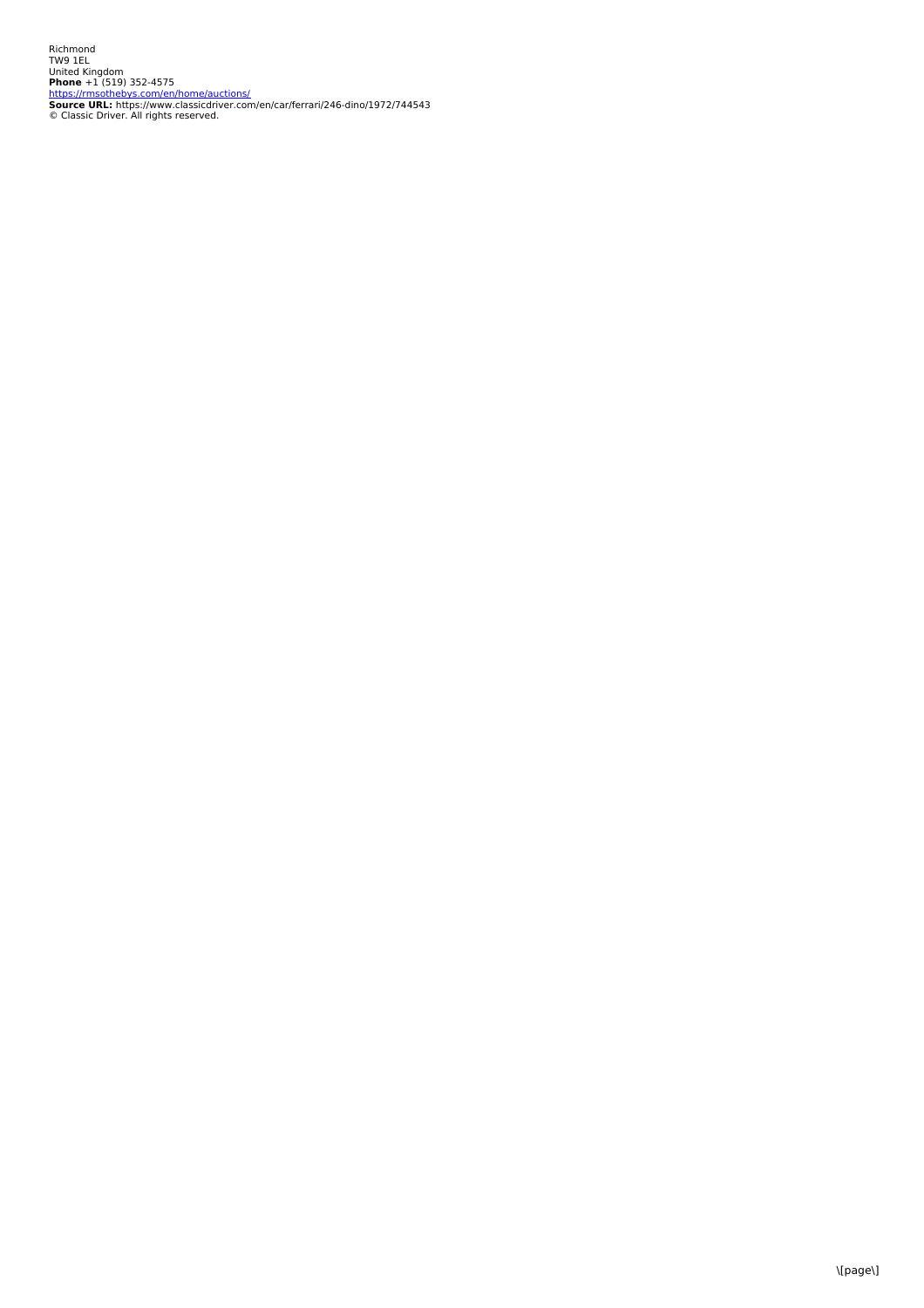Richmond
TW9 1EL
United Kingdom
**Phone** +1 (519) 352-4575
[https://rmsothebys.com/en/home/auctions/](https://rmsothebys.com/en/home/auctions/)
**Source URL:** https://www.classicdriver.com/en/car/ferrari/246-dino/1972/744543
© Classic Driver. All rights reserved.